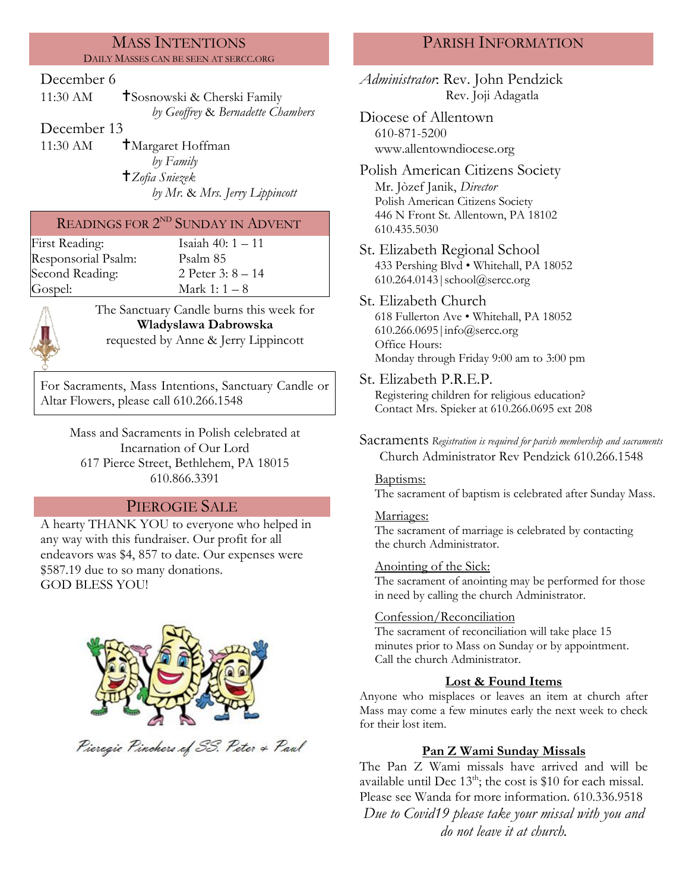## Mass Intentions

DAILY MASSES CAN BE SEEN AT SERCC.ORG

**December 6**

11:30 AM ✝Sosnowski & Cherski Family
*by Geoffrey & Bernadette Chambers*

**December 13**

11:30 AM ✝Margaret Hoffman
*by Family*
✝*Zofia Sniezek*
*by Mr. & Mrs. Jerry Lippincott*

## Readings for 2nd Sunday in Advent

| | |
|---|---|
| First Reading: | Isaiah 40: 1 – 11 |
| Responsorial Psalm: | Psalm 85 |
| Second Reading: | 2 Peter 3: 8 – 14 |
| Gospel: | Mark 1: 1 – 8 |

The Sanctuary Candle burns this week for
**Wladyslawa Dabrowska**
requested by Anne & Jerry Lippincott

For Sacraments, Mass Intentions, Sanctuary Candle or Altar Flowers, please call 610.266.1548

Mass and Sacraments in Polish celebrated at
Incarnation of Our Lord
617 Pierce Street, Bethlehem, PA 18015
610.866.3391

## Pierogie Sale

A hearty THANK YOU to everyone who helped in any way with this fundraiser. Our profit for all endeavors was $4, 857 to date. Our expenses were $587.19 due to so many donations.
GOD BLESS YOU!

*Pierogie Pinchers of SS. Peter & Paul*

## Parish Information

*Administrator*: Rev. John Pendzick
Rev. Joji Adagatla

**Diocese of Allentown**
610-871-5200
www.allentowndiocese.org

**Polish American Citizens Society**
Mr. Jòzef Janik, *Director*
Polish American Citizens Society
446 N Front St. Allentown, PA 18102
610.435.5030

**St. Elizabeth Regional School**
433 Pershing Blvd • Whitehall, PA 18052
610.264.0143 | school@sercc.org

**St. Elizabeth Church**
618 Fullerton Ave • Whitehall, PA 18052
610.266.0695 | info@sercc.org
Office Hours:
Monday through Friday 9:00 am to 3:00 pm

**St. Elizabeth P.R.E.P.**
Registering children for religious education?
Contact Mrs. Spieker at 610.266.0695 ext 208

**Sacraments** *Registration is required for parish membership and sacraments*
Church Administrator Rev Pendzick 610.266.1548

Baptisms:
The sacrament of baptism is celebrated after Sunday Mass.

Marriages:
The sacrament of marriage is celebrated by contacting the church Administrator.

Anointing of the Sick:
The sacrament of anointing may be performed for those in need by calling the church Administrator.

Confession/Reconciliation
The sacrament of reconciliation will take place 15 minutes prior to Mass on Sunday or by appointment. Call the church Administrator.

### Lost & Found Items

Anyone who misplaces or leaves an item at church after Mass may come a few minutes early the next week to check for their lost item.

### Pan Z Wami Sunday Missals

The Pan Z Wami missals have arrived and will be available until Dec 13th; the cost is $10 for each missal. Please see Wanda for more information. 610.336.9518

*Due to Covid19 please take your missal with you and do not leave it at church.*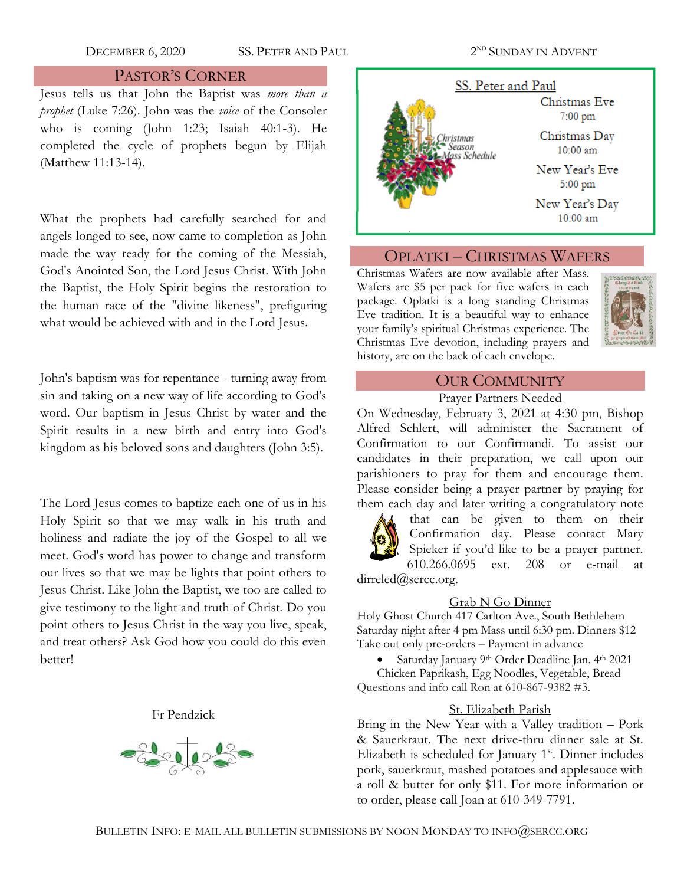## Pastor's Corner

Jesus tells us that John the Baptist was *more than a prophet* (Luke 7:26). John was the *voice* of the Consoler who is coming (John 1:23; Isaiah 40:1-3). He completed the cycle of prophets begun by Elijah (Matthew 11:13-14).

What the prophets had carefully searched for and angels longed to see, now came to completion as John made the way ready for the coming of the Messiah, God's Anointed Son, the Lord Jesus Christ. With John the Baptist, the Holy Spirit begins the restoration to the human race of the "divine likeness", prefiguring what would be achieved with and in the Lord Jesus.

John's baptism was for repentance - turning away from sin and taking on a new way of life according to God's word. Our baptism in Jesus Christ by water and the Spirit results in a new birth and entry into God's kingdom as his beloved sons and daughters (John 3:5).

The Lord Jesus comes to baptize each one of us in his Holy Spirit so that we may walk in his truth and holiness and radiate the joy of the Gospel to all we meet. God's word has power to change and transform our lives so that we may be lights that point others to Jesus Christ. Like John the Baptist, we too are called to give testimony to the light and truth of Christ. Do you point others to Jesus Christ in the way you live, speak, and treat others? Ask God how you could do this even better!

Fr Pendzick

SS. Peter and Paul

Christmas Season Mass Schedule

Christmas Eve
7:00 pm

Christmas Day
10:00 am

New Year's Eve
5:00 pm

New Year's Day
10:00 am

## Oplatki – Christmas Wafers

Christmas Wafers are now available after Mass. Wafers are $5 per pack for five wafers in each package. Oplatki is a long standing Christmas Eve tradition. It is a beautiful way to enhance your family's spiritual Christmas experience. The Christmas Eve devotion, including prayers and history, are on the back of each envelope.

## Our Community

### Prayer Partners Needed

On Wednesday, February 3, 2021 at 4:30 pm, Bishop Alfred Schlert, will administer the Sacrament of Confirmation to our Confirmandi. To assist our candidates in their preparation, we call upon our parishioners to pray for them and encourage them. Please consider being a prayer partner by praying for them each day and later writing a congratulatory note that can be given to them on their Confirmation day. Please contact Mary Spieker if you'd like to be a prayer partner. 610.266.0695 ext. 208 or e-mail at dirreled@sercc.org.

### Grab N Go Dinner

Holy Ghost Church 417 Carlton Ave., South Bethlehem
Saturday night after 4 pm Mass until 6:30 pm. Dinners $12
Take out only pre-orders – Payment in advance

- Saturday January 9th Order Deadline Jan. 4th 2021

Chicken Paprikash, Egg Noodles, Vegetable, Bread
Questions and info call Ron at 610-867-9382 #3.

### St. Elizabeth Parish

Bring in the New Year with a Valley tradition – Pork & Sauerkraut. The next drive-thru dinner sale at St. Elizabeth is scheduled for January 1st. Dinner includes pork, sauerkraut, mashed potatoes and applesauce with a roll & butter for only $11. For more information or to order, please call Joan at 610-349-7791.

Bulletin Info: E-mail all bulletin submissions by noon Monday to info@sercc.org